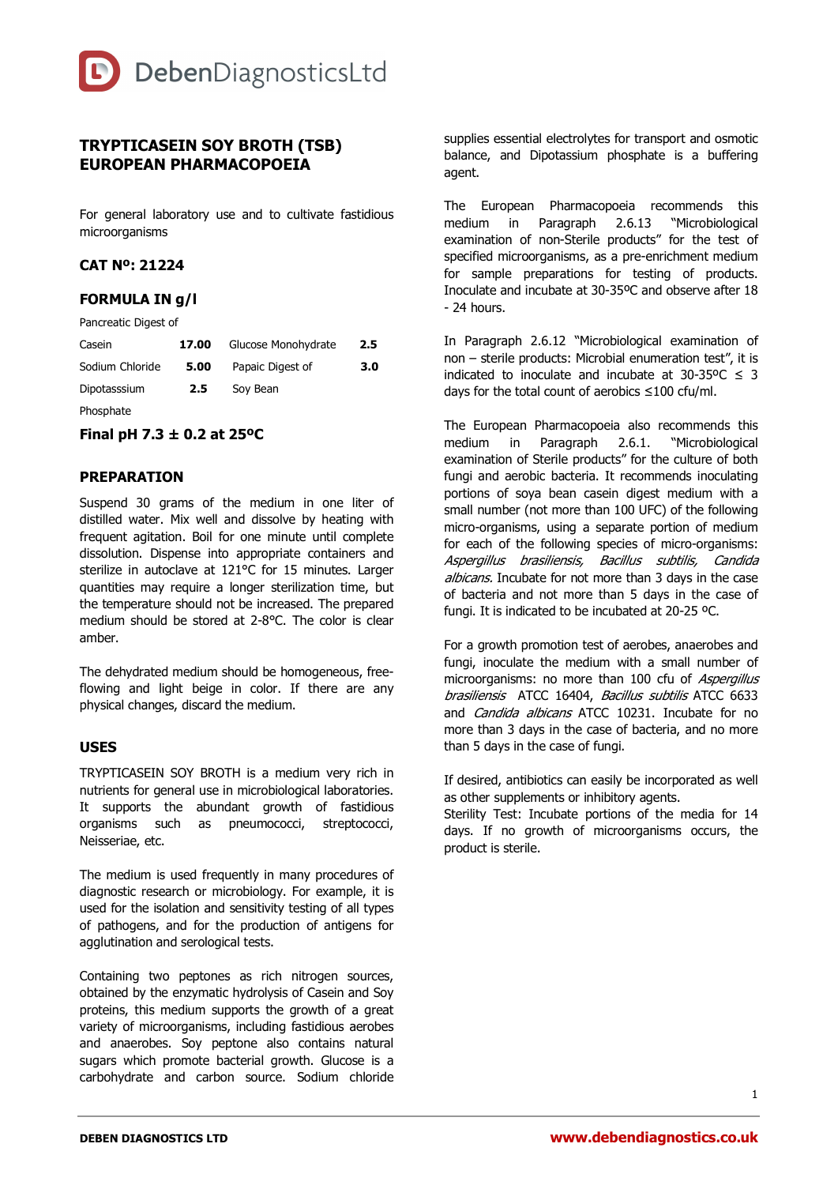DebenDiagnosticsLtd

# TRYPTICASEIN SOY BROTH (TSB) EUROPEAN PHARMACOPOEIA

For general laboratory use and to cultivate fastidious microorganisms

## CAT Nº: 21224

## FORMULA IN g/l

| | | | |
|---|---|---|---|
| Pancreatic Digest of Casein | 17.00 | Glucose Monohydrate | 2.5 |
| Sodium Chloride | 5.00 | Papaic Digest of Soy Bean | 3.0 |
| Dipotasssium Phosphate | 2.5 | | |

**Final pH 7.3 ± 0.2 at 25ºC**

## PREPARATION

Suspend 30 grams of the medium in one liter of distilled water. Mix well and dissolve by heating with frequent agitation. Boil for one minute until complete dissolution. Dispense into appropriate containers and sterilize in autoclave at 121°C for 15 minutes. Larger quantities may require a longer sterilization time, but the temperature should not be increased. The prepared medium should be stored at 2-8°C. The color is clear amber.

The dehydrated medium should be homogeneous, free-flowing and light beige in color. If there are any physical changes, discard the medium.

## USES

TRYPTICASEIN SOY BROTH is a medium very rich in nutrients for general use in microbiological laboratories. It supports the abundant growth of fastidious organisms such as pneumococci, streptococci, Neisseriae, etc.

The medium is used frequently in many procedures of diagnostic research or microbiology. For example, it is used for the isolation and sensitivity testing of all types of pathogens, and for the production of antigens for agglutination and serological tests.

Containing two peptones as rich nitrogen sources, obtained by the enzymatic hydrolysis of Casein and Soy proteins, this medium supports the growth of a great variety of microorganisms, including fastidious aerobes and anaerobes. Soy peptone also contains natural sugars which promote bacterial growth. Glucose is a carbohydrate and carbon source. Sodium chloride supplies essential electrolytes for transport and osmotic balance, and Dipotassium phosphate is a buffering agent.

The European Pharmacopoeia recommends this medium in Paragraph 2.6.13 "Microbiological examination of non-Sterile products" for the test of specified microorganisms, as a pre-enrichment medium for sample preparations for testing of products. Inoculate and incubate at 30-35ºC and observe after 18 - 24 hours.

In Paragraph 2.6.12 "Microbiological examination of non – sterile products: Microbial enumeration test", it is indicated to inoculate and incubate at 30-35ºC ≤ 3 days for the total count of aerobics ≤100 cfu/ml.

The European Pharmacopoeia also recommends this medium in Paragraph 2.6.1. "Microbiological examination of Sterile products" for the culture of both fungi and aerobic bacteria. It recommends inoculating portions of soya bean casein digest medium with a small number (not more than 100 UFC) of the following micro-organisms, using a separate portion of medium for each of the following species of micro-organisms: *Aspergillus brasiliensis, Bacillus subtilis, Candida albicans.* Incubate for not more than 3 days in the case of bacteria and not more than 5 days in the case of fungi. It is indicated to be incubated at 20-25 ºC.

For a growth promotion test of aerobes, anaerobes and fungi, inoculate the medium with a small number of microorganisms: no more than 100 cfu of *Aspergillus brasiliensis* ATCC 16404, *Bacillus subtilis* ATCC 6633 and *Candida albicans* ATCC 10231. Incubate for no more than 3 days in the case of bacteria, and no more than 5 days in the case of fungi.

If desired, antibiotics can easily be incorporated as well as other supplements or inhibitory agents.
Sterility Test: Incubate portions of the media for 14 days. If no growth of microorganisms occurs, the product is sterile.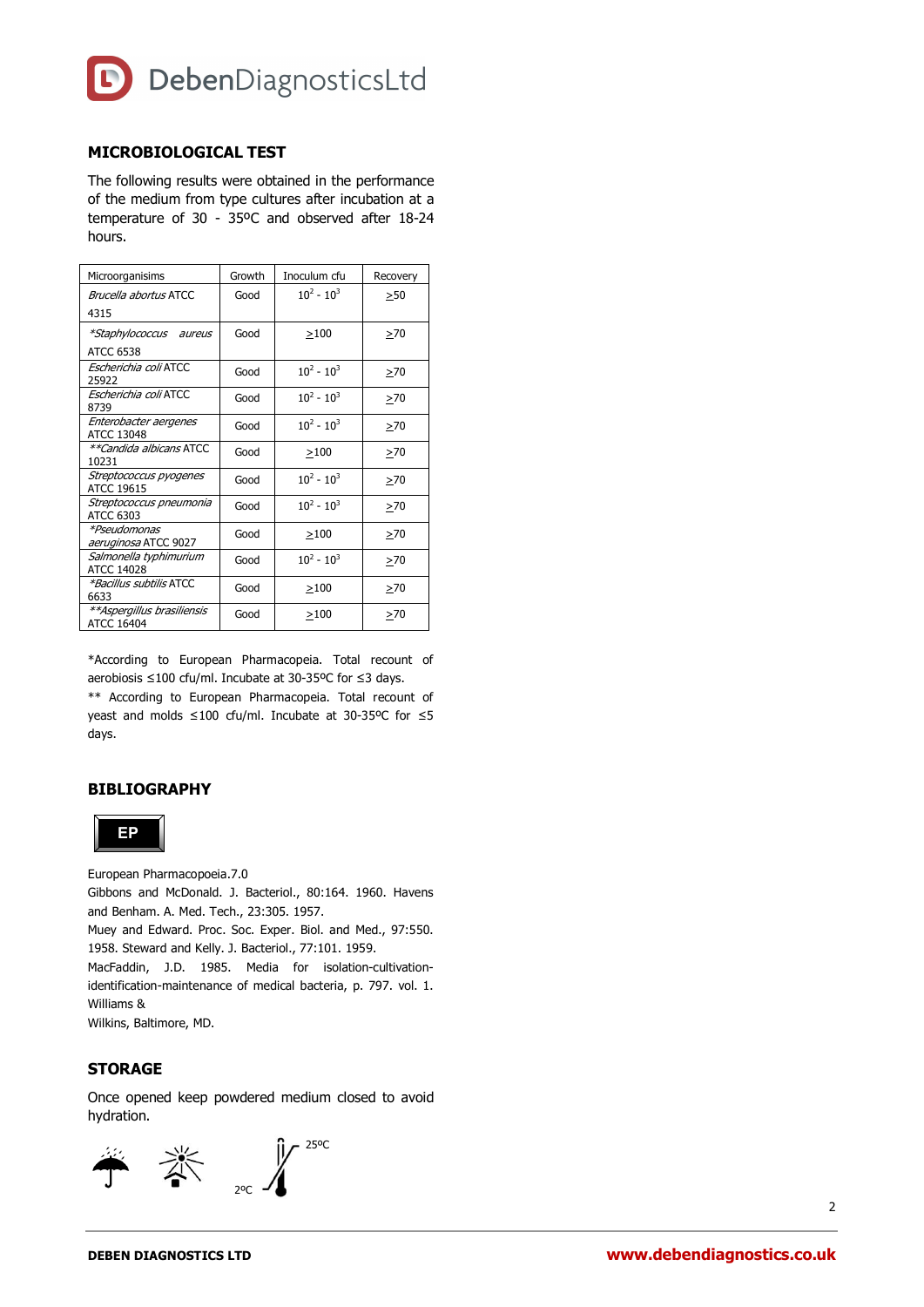## MICROBIOLOGICAL TEST

The following results were obtained in the performance of the medium from type cultures after incubation at a temperature of 30 - 35ºC and observed after 18-24 hours.

| Microorganisims | Growth | Inoculum cfu | Recovery |
|---|---|---|---|
| *Brucella abortus* ATCC 4315 | Good | $10^2$ - $10^3$ | ≥50 |
| **Staphylococcus aureus* ATCC 6538 | Good | ≥100 | ≥70 |
| *Escherichia coli* ATCC 25922 | Good | $10^2$ - $10^3$ | ≥70 |
| *Escherichia coli* ATCC 8739 | Good | $10^2$ - $10^3$ | ≥70 |
| *Enterobacter aergenes* ATCC 13048 | Good | $10^2$ - $10^3$ | ≥70 |
| ***Candida albicans* ATCC 10231 | Good | ≥100 | ≥70 |
| *Streptococcus pyogenes* ATCC 19615 | Good | $10^2$ - $10^3$ | ≥70 |
| *Streptococcus pneumonia* ATCC 6303 | Good | $10^2$ - $10^3$ | ≥70 |
| **Pseudomonas aeruginosa* ATCC 9027 | Good | ≥100 | ≥70 |
| *Salmonella typhimurium* ATCC 14028 | Good | $10^2$ - $10^3$ | ≥70 |
| **Bacillus subtilis* ATCC 6633 | Good | ≥100 | ≥70 |
| ***Aspergillus brasiliensis* ATCC 16404 | Good | ≥100 | ≥70 |

*According to European Pharmacopeia. Total recount of aerobiosis ≤100 cfu/ml. Incubate at 30-35ºC for ≤3 days.
** According to European Pharmacopeia. Total recount of yeast and molds ≤100 cfu/ml. Incubate at 30-35ºC for ≤5 days.

## BIBLIOGRAPHY

EP

European Pharmacopoeia.7.0
Gibbons and McDonald. J. Bacteriol., 80:164. 1960. Havens and Benham. A. Med. Tech., 23:305. 1957.
Muey and Edward. Proc. Soc. Exper. Biol. and Med., 97:550. 1958. Steward and Kelly. J. Bacteriol., 77:101. 1959.
MacFaddin, J.D. 1985. Media for isolation-cultivation-identification-maintenance of medical bacteria, p. 797. vol. 1. Williams &
Wilkins, Baltimore, MD.

## STORAGE

Once opened keep powdered medium closed to avoid hydration.

2ºC 25ºC

DEBEN DIAGNOSTICS LTD www.debendiagnostics.co.uk